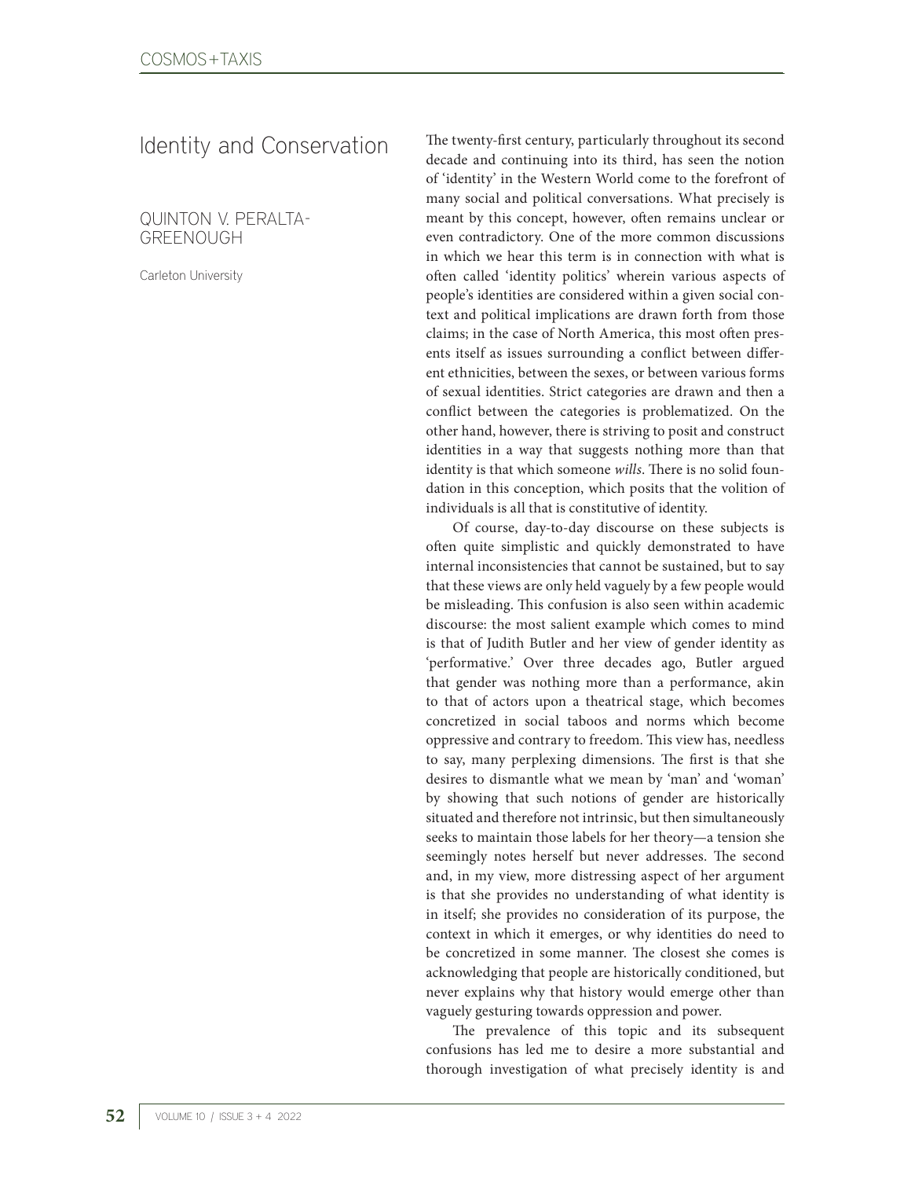# Identity and Conservation

QUINTON V. PERALTA-GREENOUGH

Carleton University

The twenty-first century, particularly throughout its second decade and continuing into its third, has seen the notion of 'identity' in the Western World come to the forefront of many social and political conversations. What precisely is meant by this concept, however, often remains unclear or even contradictory. One of the more common discussions in which we hear this term is in connection with what is often called 'identity politics' wherein various aspects of people's identities are considered within a given social context and political implications are drawn forth from those claims; in the case of North America, this most often presents itself as issues surrounding a conflict between different ethnicities, between the sexes, or between various forms of sexual identities. Strict categories are drawn and then a conflict between the categories is problematized. On the other hand, however, there is striving to posit and construct identities in a way that suggests nothing more than that identity is that which someone *wills*. There is no solid foundation in this conception, which posits that the volition of individuals is all that is constitutive of identity.

Of course, day-to-day discourse on these subjects is often quite simplistic and quickly demonstrated to have internal inconsistencies that cannot be sustained, but to say that these views are only held vaguely by a few people would be misleading. This confusion is also seen within academic discourse: the most salient example which comes to mind is that of Judith Butler and her view of gender identity as 'performative.' Over three decades ago, Butler argued that gender was nothing more than a performance, akin to that of actors upon a theatrical stage, which becomes concretized in social taboos and norms which become oppressive and contrary to freedom. This view has, needless to say, many perplexing dimensions. The first is that she desires to dismantle what we mean by 'man' and 'woman' by showing that such notions of gender are historically situated and therefore not intrinsic, but then simultaneously seeks to maintain those labels for her theory—a tension she seemingly notes herself but never addresses. The second and, in my view, more distressing aspect of her argument is that she provides no understanding of what identity is in itself; she provides no consideration of its purpose, the context in which it emerges, or why identities do need to be concretized in some manner. The closest she comes is acknowledging that people are historically conditioned, but never explains why that history would emerge other than vaguely gesturing towards oppression and power.

The prevalence of this topic and its subsequent confusions has led me to desire a more substantial and thorough investigation of what precisely identity is and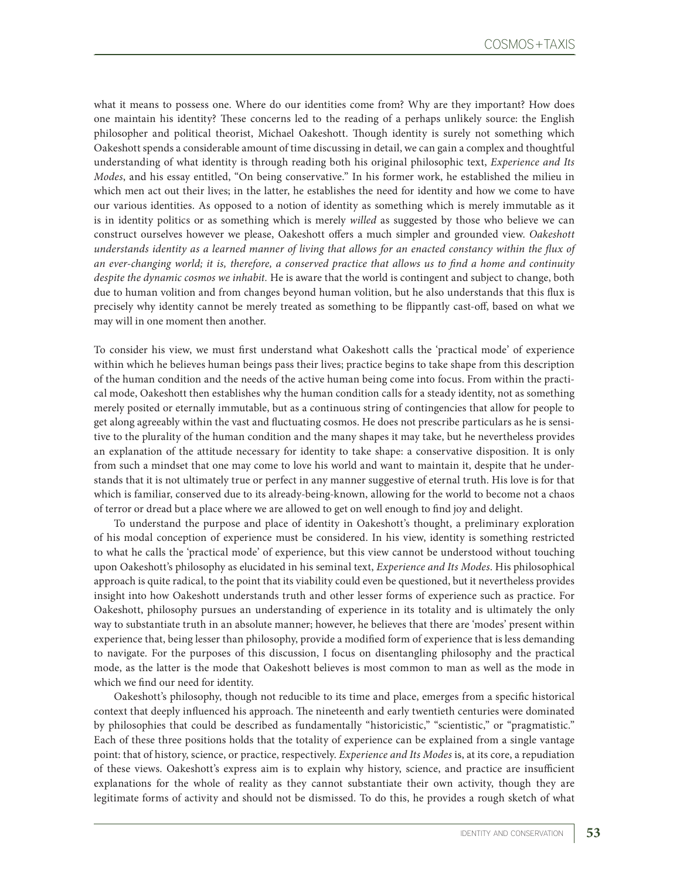what it means to possess one. Where do our identities come from? Why are they important? How does one maintain his identity? These concerns led to the reading of a perhaps unlikely source: the English philosopher and political theorist, Michael Oakeshott. Though identity is surely not something which Oakeshott spends a considerable amount of time discussing in detail, we can gain a complex and thoughtful understanding of what identity is through reading both his original philosophic text, *Experience and Its Modes*, and his essay entitled, "On being conservative." In his former work, he established the milieu in which men act out their lives; in the latter, he establishes the need for identity and how we come to have our various identities. As opposed to a notion of identity as something which is merely immutable as it is in identity politics or as something which is merely *willed* as suggested by those who believe we can construct ourselves however we please, Oakeshott offers a much simpler and grounded view. *Oakeshott understands identity as a learned manner of living that allows for an enacted constancy within the flux of an ever-changing world; it is, therefore, a conserved practice that allows us to find a home and continuity despite the dynamic cosmos we inhabit.* He is aware that the world is contingent and subject to change, both due to human volition and from changes beyond human volition, but he also understands that this flux is precisely why identity cannot be merely treated as something to be flippantly cast-off, based on what we may will in one moment then another.

To consider his view, we must first understand what Oakeshott calls the 'practical mode' of experience within which he believes human beings pass their lives; practice begins to take shape from this description of the human condition and the needs of the active human being come into focus. From within the practical mode, Oakeshott then establishes why the human condition calls for a steady identity, not as something merely posited or eternally immutable, but as a continuous string of contingencies that allow for people to get along agreeably within the vast and fluctuating cosmos. He does not prescribe particulars as he is sensitive to the plurality of the human condition and the many shapes it may take, but he nevertheless provides an explanation of the attitude necessary for identity to take shape: a conservative disposition. It is only from such a mindset that one may come to love his world and want to maintain it, despite that he understands that it is not ultimately true or perfect in any manner suggestive of eternal truth. His love is for that which is familiar, conserved due to its already-being-known, allowing for the world to become not a chaos of terror or dread but a place where we are allowed to get on well enough to find joy and delight.

To understand the purpose and place of identity in Oakeshott's thought, a preliminary exploration of his modal conception of experience must be considered. In his view, identity is something restricted to what he calls the 'practical mode' of experience, but this view cannot be understood without touching upon Oakeshott's philosophy as elucidated in his seminal text, *Experience and Its Modes*. His philosophical approach is quite radical, to the point that its viability could even be questioned, but it nevertheless provides insight into how Oakeshott understands truth and other lesser forms of experience such as practice. For Oakeshott, philosophy pursues an understanding of experience in its totality and is ultimately the only way to substantiate truth in an absolute manner; however, he believes that there are 'modes' present within experience that, being lesser than philosophy, provide a modified form of experience that is less demanding to navigate. For the purposes of this discussion, I focus on disentangling philosophy and the practical mode, as the latter is the mode that Oakeshott believes is most common to man as well as the mode in which we find our need for identity.

Oakeshott's philosophy, though not reducible to its time and place, emerges from a specific historical context that deeply influenced his approach. The nineteenth and early twentieth centuries were dominated by philosophies that could be described as fundamentally "historicistic," "scientistic," or "pragmatistic." Each of these three positions holds that the totality of experience can be explained from a single vantage point: that of history, science, or practice, respectively. *Experience and Its Modes* is, at its core, a repudiation of these views. Oakeshott's express aim is to explain why history, science, and practice are insufficient explanations for the whole of reality as they cannot substantiate their own activity, though they are legitimate forms of activity and should not be dismissed. To do this, he provides a rough sketch of what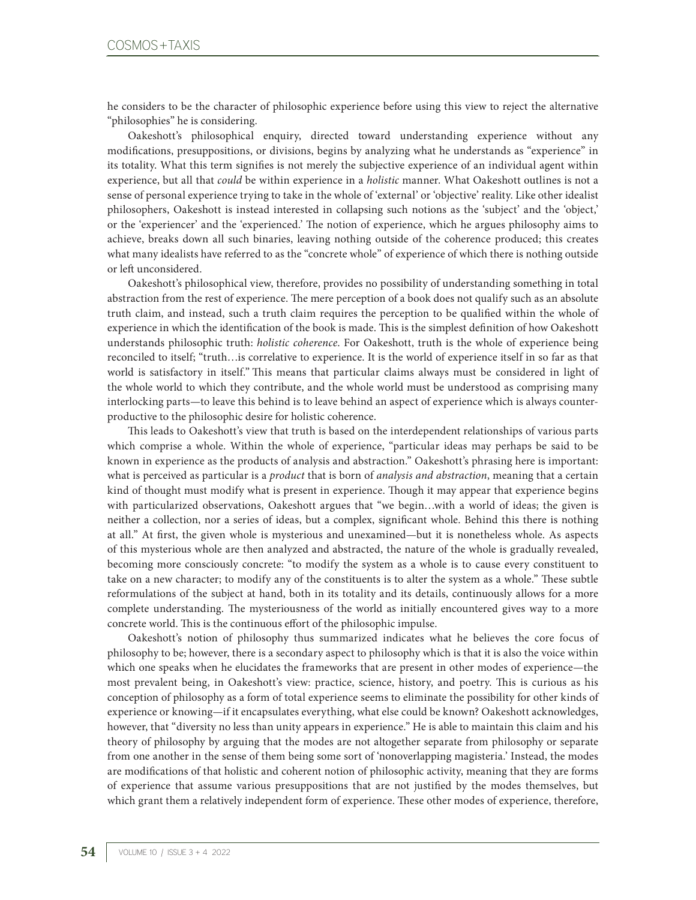he considers to be the character of philosophic experience before using this view to reject the alternative "philosophies" he is considering.

Oakeshott's philosophical enquiry, directed toward understanding experience without any modifications, presuppositions, or divisions, begins by analyzing what he understands as "experience" in its totality. What this term signifies is not merely the subjective experience of an individual agent within experience, but all that *could* be within experience in a *holistic* manner. What Oakeshott outlines is not a sense of personal experience trying to take in the whole of 'external' or 'objective' reality. Like other idealist philosophers, Oakeshott is instead interested in collapsing such notions as the 'subject' and the 'object,' or the 'experiencer' and the 'experienced.' The notion of experience, which he argues philosophy aims to achieve, breaks down all such binaries, leaving nothing outside of the coherence produced; this creates what many idealists have referred to as the "concrete whole" of experience of which there is nothing outside or left unconsidered.

Oakeshott's philosophical view, therefore, provides no possibility of understanding something in total abstraction from the rest of experience. The mere perception of a book does not qualify such as an absolute truth claim, and instead, such a truth claim requires the perception to be qualified within the whole of experience in which the identification of the book is made. This is the simplest definition of how Oakeshott understands philosophic truth: *holistic coherence*. For Oakeshott, truth is the whole of experience being reconciled to itself; "truth…is correlative to experience. It is the world of experience itself in so far as that world is satisfactory in itself." This means that particular claims always must be considered in light of the whole world to which they contribute, and the whole world must be understood as comprising many interlocking parts—to leave this behind is to leave behind an aspect of experience which is always counter-productive to the philosophic desire for holistic coherence.

This leads to Oakeshott's view that truth is based on the interdependent relationships of various parts which comprise a whole. Within the whole of experience, "particular ideas may perhaps be said to be known in experience as the products of analysis and abstraction." Oakeshott's phrasing here is important: what is perceived as particular is a *product* that is born of *analysis and abstraction*, meaning that a certain kind of thought must modify what is present in experience. Though it may appear that experience begins with particularized observations, Oakeshott argues that "we begin…with a world of ideas; the given is neither a collection, nor a series of ideas, but a complex, significant whole. Behind this there is nothing at all." At first, the given whole is mysterious and unexamined—but it is nonetheless whole. As aspects of this mysterious whole are then analyzed and abstracted, the nature of the whole is gradually revealed, becoming more consciously concrete: "to modify the system as a whole is to cause every constituent to take on a new character; to modify any of the constituents is to alter the system as a whole." These subtle reformulations of the subject at hand, both in its totality and its details, continuously allows for a more complete understanding. The mysteriousness of the world as initially encountered gives way to a more concrete world. This is the continuous effort of the philosophic impulse.

Oakeshott's notion of philosophy thus summarized indicates what he believes the core focus of philosophy to be; however, there is a secondary aspect to philosophy which is that it is also the voice within which one speaks when he elucidates the frameworks that are present in other modes of experience—the most prevalent being, in Oakeshott's view: practice, science, history, and poetry. This is curious as his conception of philosophy as a form of total experience seems to eliminate the possibility for other kinds of experience or knowing—if it encapsulates everything, what else could be known? Oakeshott acknowledges, however, that "diversity no less than unity appears in experience." He is able to maintain this claim and his theory of philosophy by arguing that the modes are not altogether separate from philosophy or separate from one another in the sense of them being some sort of 'nonoverlapping magisteria.' Instead, the modes are modifications of that holistic and coherent notion of philosophic activity, meaning that they are forms of experience that assume various presuppositions that are not justified by the modes themselves, but which grant them a relatively independent form of experience. These other modes of experience, therefore,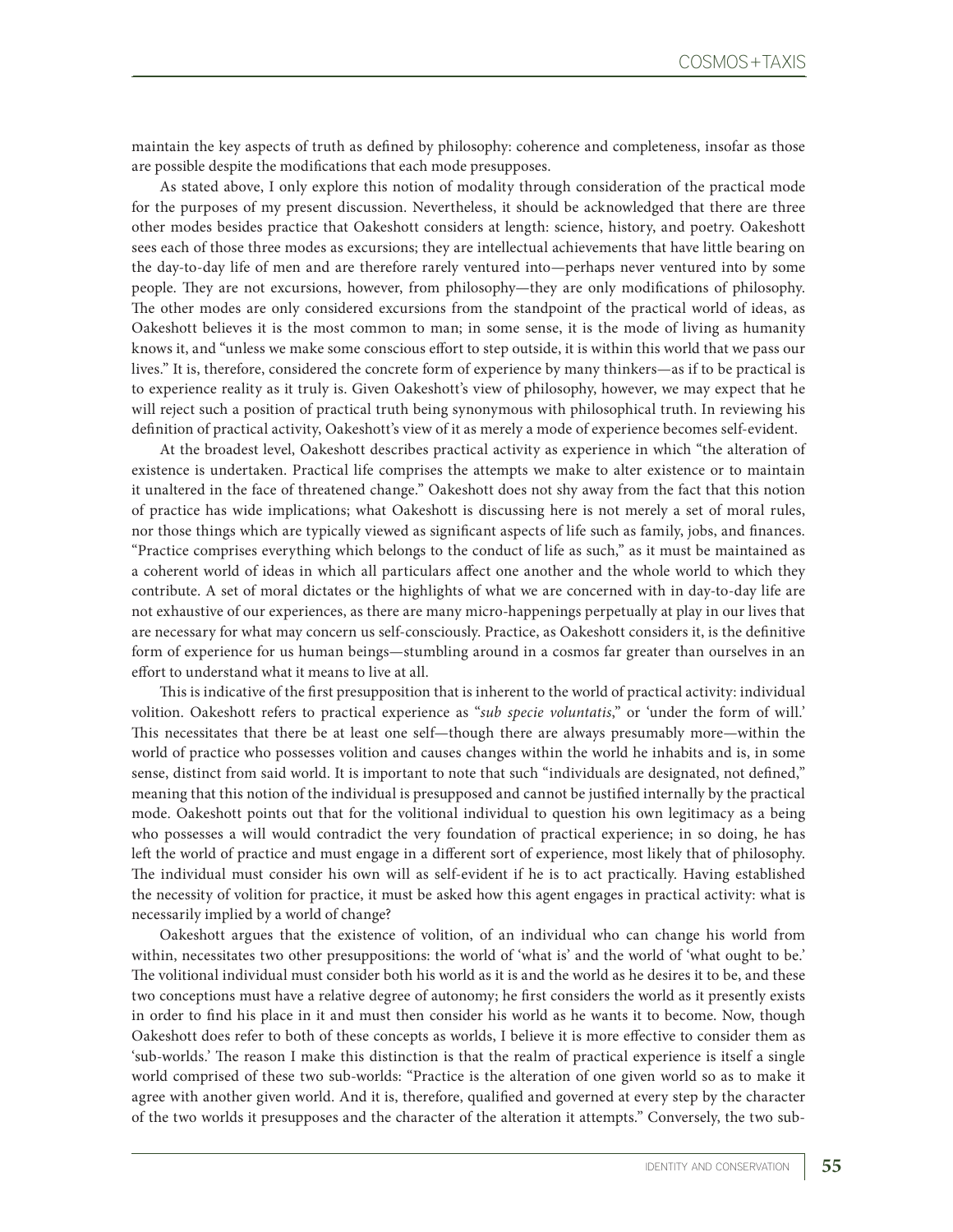maintain the key aspects of truth as defined by philosophy: coherence and completeness, insofar as those are possible despite the modifications that each mode presupposes.

As stated above, I only explore this notion of modality through consideration of the practical mode for the purposes of my present discussion. Nevertheless, it should be acknowledged that there are three other modes besides practice that Oakeshott considers at length: science, history, and poetry. Oakeshott sees each of those three modes as excursions; they are intellectual achievements that have little bearing on the day-to-day life of men and are therefore rarely ventured into—perhaps never ventured into by some people. They are not excursions, however, from philosophy—they are only modifications of philosophy. The other modes are only considered excursions from the standpoint of the practical world of ideas, as Oakeshott believes it is the most common to man; in some sense, it is the mode of living as humanity knows it, and "unless we make some conscious effort to step outside, it is within this world that we pass our lives." It is, therefore, considered the concrete form of experience by many thinkers—as if to be practical is to experience reality as it truly is. Given Oakeshott's view of philosophy, however, we may expect that he will reject such a position of practical truth being synonymous with philosophical truth. In reviewing his definition of practical activity, Oakeshott's view of it as merely a mode of experience becomes self-evident.

At the broadest level, Oakeshott describes practical activity as experience in which "the alteration of existence is undertaken. Practical life comprises the attempts we make to alter existence or to maintain it unaltered in the face of threatened change." Oakeshott does not shy away from the fact that this notion of practice has wide implications; what Oakeshott is discussing here is not merely a set of moral rules, nor those things which are typically viewed as significant aspects of life such as family, jobs, and finances. "Practice comprises everything which belongs to the conduct of life as such," as it must be maintained as a coherent world of ideas in which all particulars affect one another and the whole world to which they contribute. A set of moral dictates or the highlights of what we are concerned with in day-to-day life are not exhaustive of our experiences, as there are many micro-happenings perpetually at play in our lives that are necessary for what may concern us self-consciously. Practice, as Oakeshott considers it, is the definitive form of experience for us human beings—stumbling around in a cosmos far greater than ourselves in an effort to understand what it means to live at all.

This is indicative of the first presupposition that is inherent to the world of practical activity: individual volition. Oakeshott refers to practical experience as "*sub specie voluntatis*," or 'under the form of will.' This necessitates that there be at least one self—though there are always presumably more—within the world of practice who possesses volition and causes changes within the world he inhabits and is, in some sense, distinct from said world. It is important to note that such "individuals are designated, not defined," meaning that this notion of the individual is presupposed and cannot be justified internally by the practical mode. Oakeshott points out that for the volitional individual to question his own legitimacy as a being who possesses a will would contradict the very foundation of practical experience; in so doing, he has left the world of practice and must engage in a different sort of experience, most likely that of philosophy. The individual must consider his own will as self-evident if he is to act practically. Having established the necessity of volition for practice, it must be asked how this agent engages in practical activity: what is necessarily implied by a world of change?

Oakeshott argues that the existence of volition, of an individual who can change his world from within, necessitates two other presuppositions: the world of 'what is' and the world of 'what ought to be.' The volitional individual must consider both his world as it is and the world as he desires it to be, and these two conceptions must have a relative degree of autonomy; he first considers the world as it presently exists in order to find his place in it and must then consider his world as he wants it to become. Now, though Oakeshott does refer to both of these concepts as worlds, I believe it is more effective to consider them as 'sub-worlds.' The reason I make this distinction is that the realm of practical experience is itself a single world comprised of these two sub-worlds: "Practice is the alteration of one given world so as to make it agree with another given world. And it is, therefore, qualified and governed at every step by the character of the two worlds it presupposes and the character of the alteration it attempts." Conversely, the two sub-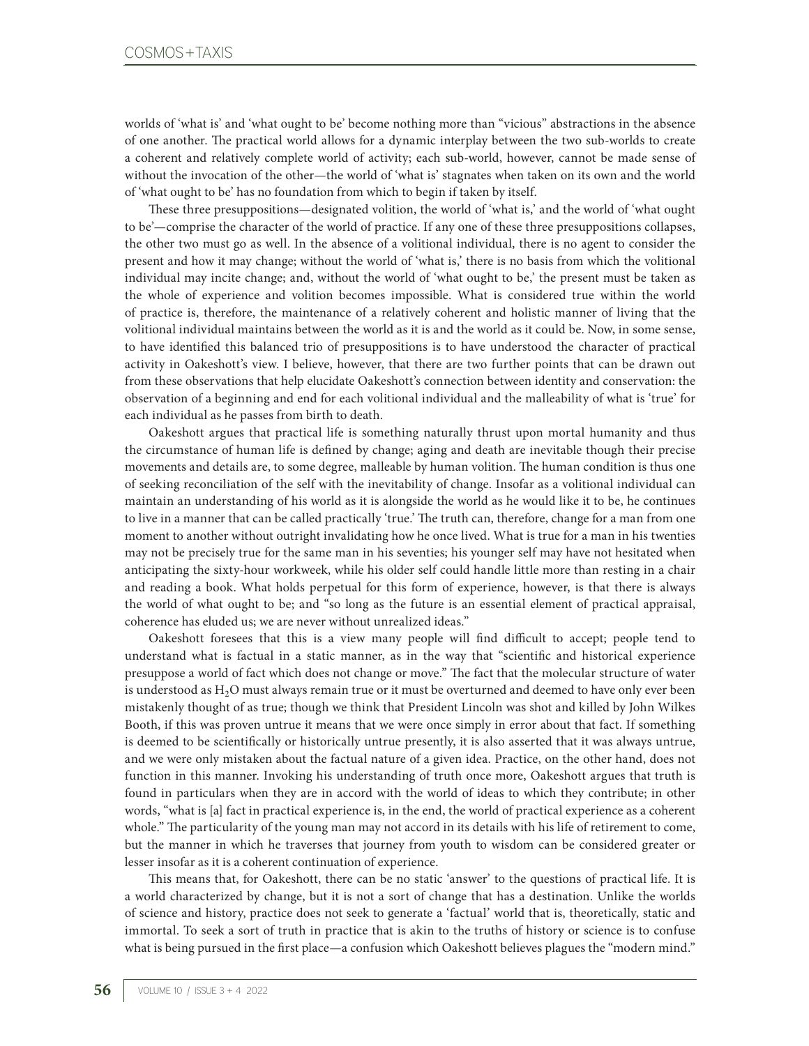worlds of 'what is' and 'what ought to be' become nothing more than "vicious" abstractions in the absence of one another. The practical world allows for a dynamic interplay between the two sub-worlds to create a coherent and relatively complete world of activity; each sub-world, however, cannot be made sense of without the invocation of the other—the world of 'what is' stagnates when taken on its own and the world of 'what ought to be' has no foundation from which to begin if taken by itself.

These three presuppositions—designated volition, the world of 'what is,' and the world of 'what ought to be'—comprise the character of the world of practice. If any one of these three presuppositions collapses, the other two must go as well. In the absence of a volitional individual, there is no agent to consider the present and how it may change; without the world of 'what is,' there is no basis from which the volitional individual may incite change; and, without the world of 'what ought to be,' the present must be taken as the whole of experience and volition becomes impossible. What is considered true within the world of practice is, therefore, the maintenance of a relatively coherent and holistic manner of living that the volitional individual maintains between the world as it is and the world as it could be. Now, in some sense, to have identified this balanced trio of presuppositions is to have understood the character of practical activity in Oakeshott's view. I believe, however, that there are two further points that can be drawn out from these observations that help elucidate Oakeshott's connection between identity and conservation: the observation of a beginning and end for each volitional individual and the malleability of what is 'true' for each individual as he passes from birth to death.

Oakeshott argues that practical life is something naturally thrust upon mortal humanity and thus the circumstance of human life is defined by change; aging and death are inevitable though their precise movements and details are, to some degree, malleable by human volition. The human condition is thus one of seeking reconciliation of the self with the inevitability of change. Insofar as a volitional individual can maintain an understanding of his world as it is alongside the world as he would like it to be, he continues to live in a manner that can be called practically 'true.' The truth can, therefore, change for a man from one moment to another without outright invalidating how he once lived. What is true for a man in his twenties may not be precisely true for the same man in his seventies; his younger self may have not hesitated when anticipating the sixty-hour workweek, while his older self could handle little more than resting in a chair and reading a book. What holds perpetual for this form of experience, however, is that there is always the world of what ought to be; and "so long as the future is an essential element of practical appraisal, coherence has eluded us; we are never without unrealized ideas."

Oakeshott foresees that this is a view many people will find difficult to accept; people tend to understand what is factual in a static manner, as in the way that "scientific and historical experience presuppose a world of fact which does not change or move." The fact that the molecular structure of water is understood as $H_2O$ must always remain true or it must be overturned and deemed to have only ever been mistakenly thought of as true; though we think that President Lincoln was shot and killed by John Wilkes Booth, if this was proven untrue it means that we were once simply in error about that fact. If something is deemed to be scientifically or historically untrue presently, it is also asserted that it was always untrue, and we were only mistaken about the factual nature of a given idea. Practice, on the other hand, does not function in this manner. Invoking his understanding of truth once more, Oakeshott argues that truth is found in particulars when they are in accord with the world of ideas to which they contribute; in other words, "what is [a] fact in practical experience is, in the end, the world of practical experience as a coherent whole." The particularity of the young man may not accord in its details with his life of retirement to come, but the manner in which he traverses that journey from youth to wisdom can be considered greater or lesser insofar as it is a coherent continuation of experience.

This means that, for Oakeshott, there can be no static 'answer' to the questions of practical life. It is a world characterized by change, but it is not a sort of change that has a destination. Unlike the worlds of science and history, practice does not seek to generate a 'factual' world that is, theoretically, static and immortal. To seek a sort of truth in practice that is akin to the truths of history or science is to confuse what is being pursued in the first place—a confusion which Oakeshott believes plagues the "modern mind."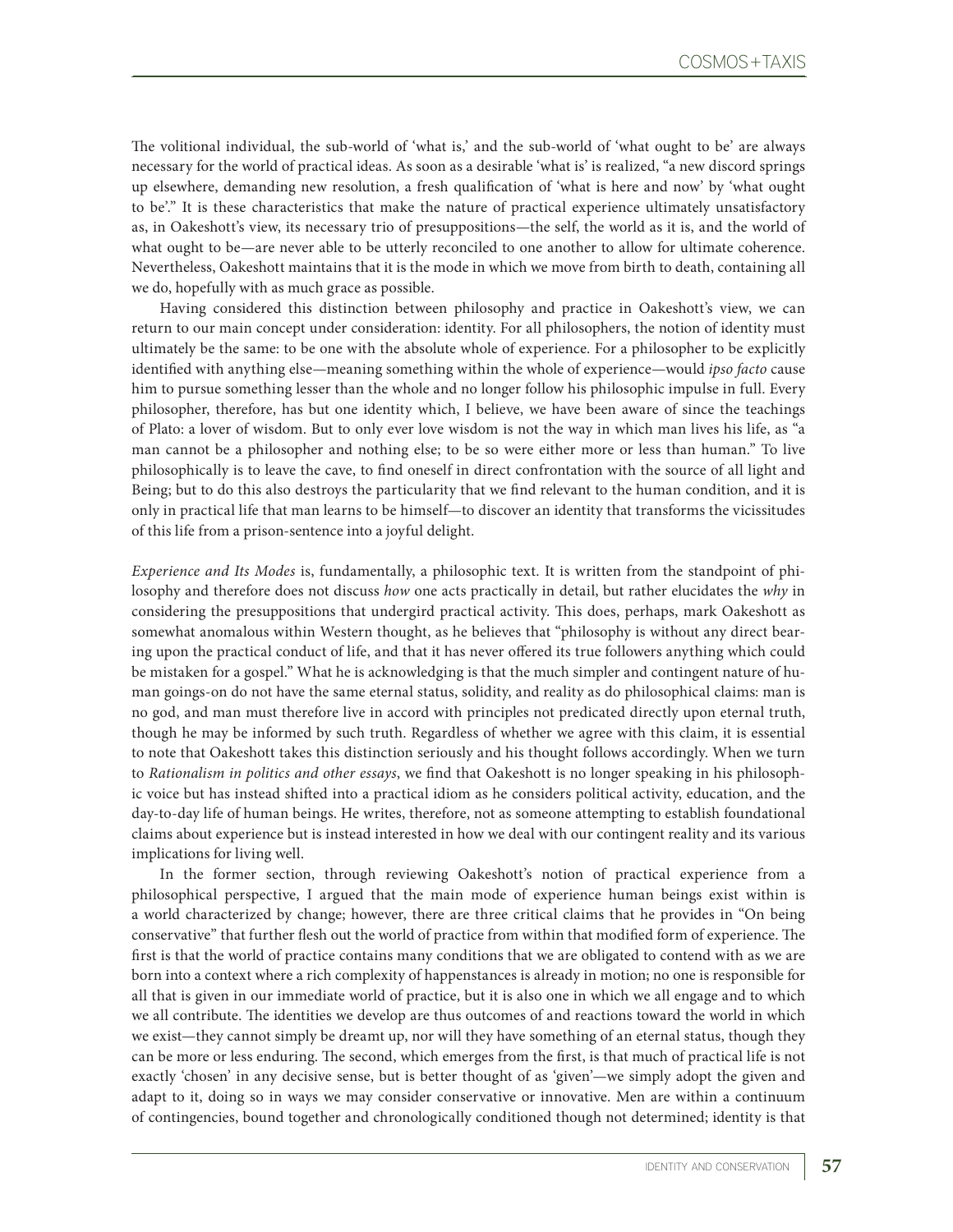The volitional individual, the sub-world of 'what is,' and the sub-world of 'what ought to be' are always necessary for the world of practical ideas. As soon as a desirable 'what is' is realized, "a new discord springs up elsewhere, demanding new resolution, a fresh qualification of 'what is here and now' by 'what ought to be'." It is these characteristics that make the nature of practical experience ultimately unsatisfactory as, in Oakeshott's view, its necessary trio of presuppositions—the self, the world as it is, and the world of what ought to be—are never able to be utterly reconciled to one another to allow for ultimate coherence. Nevertheless, Oakeshott maintains that it is the mode in which we move from birth to death, containing all we do, hopefully with as much grace as possible.

Having considered this distinction between philosophy and practice in Oakeshott's view, we can return to our main concept under consideration: identity. For all philosophers, the notion of identity must ultimately be the same: to be one with the absolute whole of experience. For a philosopher to be explicitly identified with anything else—meaning something within the whole of experience—would *ipso facto* cause him to pursue something lesser than the whole and no longer follow his philosophic impulse in full. Every philosopher, therefore, has but one identity which, I believe, we have been aware of since the teachings of Plato: a lover of wisdom. But to only ever love wisdom is not the way in which man lives his life, as "a man cannot be a philosopher and nothing else; to be so were either more or less than human." To live philosophically is to leave the cave, to find oneself in direct confrontation with the source of all light and Being; but to do this also destroys the particularity that we find relevant to the human condition, and it is only in practical life that man learns to be himself—to discover an identity that transforms the vicissitudes of this life from a prison-sentence into a joyful delight.

*Experience and Its Modes* is, fundamentally, a philosophic text. It is written from the standpoint of philosophy and therefore does not discuss *how* one acts practically in detail, but rather elucidates the *why* in considering the presuppositions that undergird practical activity. This does, perhaps, mark Oakeshott as somewhat anomalous within Western thought, as he believes that "philosophy is without any direct bearing upon the practical conduct of life, and that it has never offered its true followers anything which could be mistaken for a gospel." What he is acknowledging is that the much simpler and contingent nature of human goings-on do not have the same eternal status, solidity, and reality as do philosophical claims: man is no god, and man must therefore live in accord with principles not predicated directly upon eternal truth, though he may be informed by such truth. Regardless of whether we agree with this claim, it is essential to note that Oakeshott takes this distinction seriously and his thought follows accordingly. When we turn to *Rationalism in politics and other essays*, we find that Oakeshott is no longer speaking in his philosophic voice but has instead shifted into a practical idiom as he considers political activity, education, and the day-to-day life of human beings. He writes, therefore, not as someone attempting to establish foundational claims about experience but is instead interested in how we deal with our contingent reality and its various implications for living well.

In the former section, through reviewing Oakeshott's notion of practical experience from a philosophical perspective, I argued that the main mode of experience human beings exist within is a world characterized by change; however, there are three critical claims that he provides in "On being conservative" that further flesh out the world of practice from within that modified form of experience. The first is that the world of practice contains many conditions that we are obligated to contend with as we are born into a context where a rich complexity of happenstances is already in motion; no one is responsible for all that is given in our immediate world of practice, but it is also one in which we all engage and to which we all contribute. The identities we develop are thus outcomes of and reactions toward the world in which we exist—they cannot simply be dreamt up, nor will they have something of an eternal status, though they can be more or less enduring. The second, which emerges from the first, is that much of practical life is not exactly 'chosen' in any decisive sense, but is better thought of as 'given'—we simply adopt the given and adapt to it, doing so in ways we may consider conservative or innovative. Men are within a continuum of contingencies, bound together and chronologically conditioned though not determined; identity is that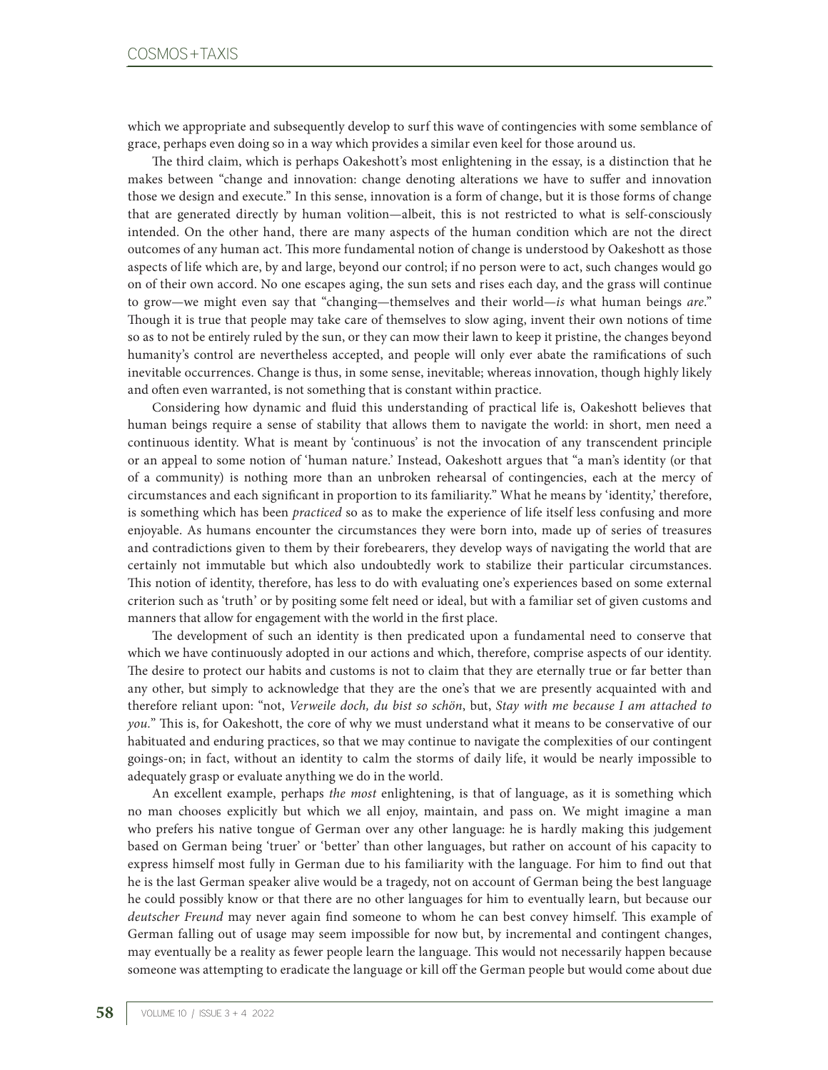which we appropriate and subsequently develop to surf this wave of contingencies with some semblance of grace, perhaps even doing so in a way which provides a similar even keel for those around us.

The third claim, which is perhaps Oakeshott's most enlightening in the essay, is a distinction that he makes between "change and innovation: change denoting alterations we have to suffer and innovation those we design and execute." In this sense, innovation is a form of change, but it is those forms of change that are generated directly by human volition—albeit, this is not restricted to what is self-consciously intended. On the other hand, there are many aspects of the human condition which are not the direct outcomes of any human act. This more fundamental notion of change is understood by Oakeshott as those aspects of life which are, by and large, beyond our control; if no person were to act, such changes would go on of their own accord. No one escapes aging, the sun sets and rises each day, and the grass will continue to grow—we might even say that "changing—themselves and their world—*is* what human beings *are*." Though it is true that people may take care of themselves to slow aging, invent their own notions of time so as to not be entirely ruled by the sun, or they can mow their lawn to keep it pristine, the changes beyond humanity's control are nevertheless accepted, and people will only ever abate the ramifications of such inevitable occurrences. Change is thus, in some sense, inevitable; whereas innovation, though highly likely and often even warranted, is not something that is constant within practice.

Considering how dynamic and fluid this understanding of practical life is, Oakeshott believes that human beings require a sense of stability that allows them to navigate the world: in short, men need a continuous identity. What is meant by 'continuous' is not the invocation of any transcendent principle or an appeal to some notion of 'human nature.' Instead, Oakeshott argues that "a man's identity (or that of a community) is nothing more than an unbroken rehearsal of contingencies, each at the mercy of circumstances and each significant in proportion to its familiarity." What he means by 'identity,' therefore, is something which has been *practiced* so as to make the experience of life itself less confusing and more enjoyable. As humans encounter the circumstances they were born into, made up of series of treasures and contradictions given to them by their forebearers, they develop ways of navigating the world that are certainly not immutable but which also undoubtedly work to stabilize their particular circumstances. This notion of identity, therefore, has less to do with evaluating one's experiences based on some external criterion such as 'truth' or by positing some felt need or ideal, but with a familiar set of given customs and manners that allow for engagement with the world in the first place.

The development of such an identity is then predicated upon a fundamental need to conserve that which we have continuously adopted in our actions and which, therefore, comprise aspects of our identity. The desire to protect our habits and customs is not to claim that they are eternally true or far better than any other, but simply to acknowledge that they are the one's that we are presently acquainted with and therefore reliant upon: "not, *Verweile doch, du bist so schön*, but, *Stay with me because I am attached to you.*" This is, for Oakeshott, the core of why we must understand what it means to be conservative of our habituated and enduring practices, so that we may continue to navigate the complexities of our contingent goings-on; in fact, without an identity to calm the storms of daily life, it would be nearly impossible to adequately grasp or evaluate anything we do in the world.

An excellent example, perhaps *the most* enlightening, is that of language, as it is something which no man chooses explicitly but which we all enjoy, maintain, and pass on. We might imagine a man who prefers his native tongue of German over any other language: he is hardly making this judgement based on German being 'truer' or 'better' than other languages, but rather on account of his capacity to express himself most fully in German due to his familiarity with the language. For him to find out that he is the last German speaker alive would be a tragedy, not on account of German being the best language he could possibly know or that there are no other languages for him to eventually learn, but because our *deutscher Freund* may never again find someone to whom he can best convey himself. This example of German falling out of usage may seem impossible for now but, by incremental and contingent changes, may eventually be a reality as fewer people learn the language. This would not necessarily happen because someone was attempting to eradicate the language or kill off the German people but would come about due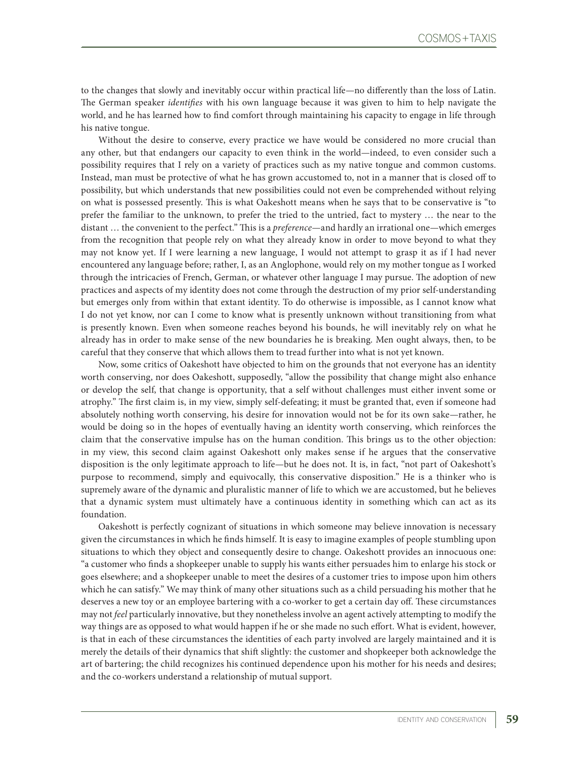to the changes that slowly and inevitably occur within practical life—no differently than the loss of Latin. The German speaker *identifies* with his own language because it was given to him to help navigate the world, and he has learned how to find comfort through maintaining his capacity to engage in life through his native tongue.

Without the desire to conserve, every practice we have would be considered no more crucial than any other, but that endangers our capacity to even think in the world—indeed, to even consider such a possibility requires that I rely on a variety of practices such as my native tongue and common customs. Instead, man must be protective of what he has grown accustomed to, not in a manner that is closed off to possibility, but which understands that new possibilities could not even be comprehended without relying on what is possessed presently. This is what Oakeshott means when he says that to be conservative is "to prefer the familiar to the unknown, to prefer the tried to the untried, fact to mystery … the near to the distant … the convenient to the perfect." This is a *preference*—and hardly an irrational one—which emerges from the recognition that people rely on what they already know in order to move beyond to what they may not know yet. If I were learning a new language, I would not attempt to grasp it as if I had never encountered any language before; rather, I, as an Anglophone, would rely on my mother tongue as I worked through the intricacies of French, German, or whatever other language I may pursue. The adoption of new practices and aspects of my identity does not come through the destruction of my prior self-understanding but emerges only from within that extant identity. To do otherwise is impossible, as I cannot know what I do not yet know, nor can I come to know what is presently unknown without transitioning from what is presently known. Even when someone reaches beyond his bounds, he will inevitably rely on what he already has in order to make sense of the new boundaries he is breaking. Men ought always, then, to be careful that they conserve that which allows them to tread further into what is not yet known.

Now, some critics of Oakeshott have objected to him on the grounds that not everyone has an identity worth conserving, nor does Oakeshott, supposedly, "allow the possibility that change might also enhance or develop the self, that change is opportunity, that a self without challenges must either invent some or atrophy." The first claim is, in my view, simply self-defeating; it must be granted that, even if someone had absolutely nothing worth conserving, his desire for innovation would not be for its own sake—rather, he would be doing so in the hopes of eventually having an identity worth conserving, which reinforces the claim that the conservative impulse has on the human condition. This brings us to the other objection: in my view, this second claim against Oakeshott only makes sense if he argues that the conservative disposition is the only legitimate approach to life—but he does not. It is, in fact, "not part of Oakeshott's purpose to recommend, simply and equivocally, this conservative disposition." He is a thinker who is supremely aware of the dynamic and pluralistic manner of life to which we are accustomed, but he believes that a dynamic system must ultimately have a continuous identity in something which can act as its foundation.

Oakeshott is perfectly cognizant of situations in which someone may believe innovation is necessary given the circumstances in which he finds himself. It is easy to imagine examples of people stumbling upon situations to which they object and consequently desire to change. Oakeshott provides an innocuous one: "a customer who finds a shopkeeper unable to supply his wants either persuades him to enlarge his stock or goes elsewhere; and a shopkeeper unable to meet the desires of a customer tries to impose upon him others which he can satisfy." We may think of many other situations such as a child persuading his mother that he deserves a new toy or an employee bartering with a co-worker to get a certain day off. These circumstances may not *feel* particularly innovative, but they nonetheless involve an agent actively attempting to modify the way things are as opposed to what would happen if he or she made no such effort. What is evident, however, is that in each of these circumstances the identities of each party involved are largely maintained and it is merely the details of their dynamics that shift slightly: the customer and shopkeeper both acknowledge the art of bartering; the child recognizes his continued dependence upon his mother for his needs and desires; and the co-workers understand a relationship of mutual support.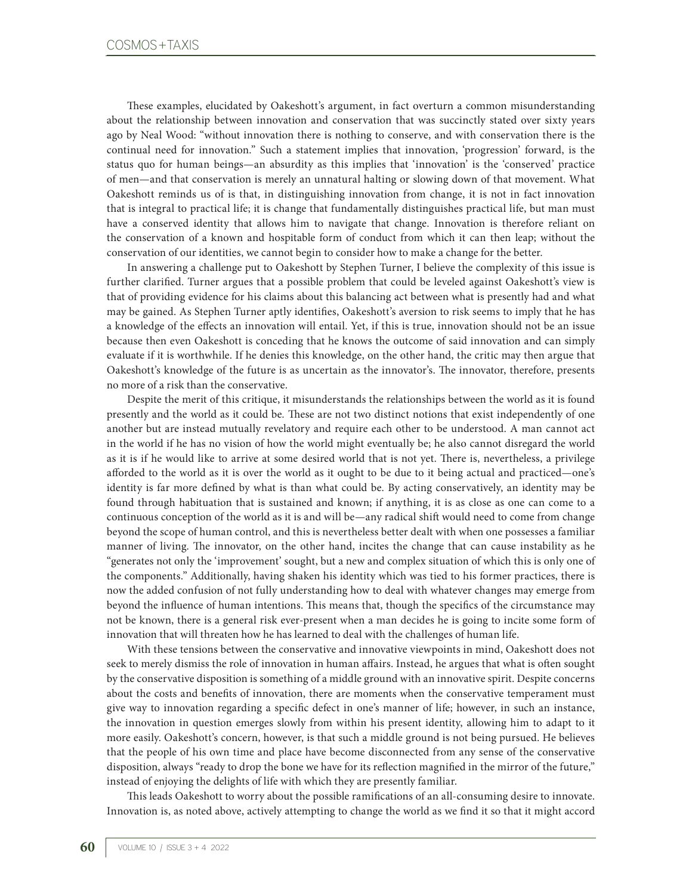These examples, elucidated by Oakeshott's argument, in fact overturn a common misunderstanding about the relationship between innovation and conservation that was succinctly stated over sixty years ago by Neal Wood: "without innovation there is nothing to conserve, and with conservation there is the continual need for innovation." Such a statement implies that innovation, 'progression' forward, is the status quo for human beings—an absurdity as this implies that 'innovation' is the 'conserved' practice of men—and that conservation is merely an unnatural halting or slowing down of that movement. What Oakeshott reminds us of is that, in distinguishing innovation from change, it is not in fact innovation that is integral to practical life; it is change that fundamentally distinguishes practical life, but man must have a conserved identity that allows him to navigate that change. Innovation is therefore reliant on the conservation of a known and hospitable form of conduct from which it can then leap; without the conservation of our identities, we cannot begin to consider how to make a change for the better.

In answering a challenge put to Oakeshott by Stephen Turner, I believe the complexity of this issue is further clarified. Turner argues that a possible problem that could be leveled against Oakeshott's view is that of providing evidence for his claims about this balancing act between what is presently had and what may be gained. As Stephen Turner aptly identifies, Oakeshott's aversion to risk seems to imply that he has a knowledge of the effects an innovation will entail. Yet, if this is true, innovation should not be an issue because then even Oakeshott is conceding that he knows the outcome of said innovation and can simply evaluate if it is worthwhile. If he denies this knowledge, on the other hand, the critic may then argue that Oakeshott's knowledge of the future is as uncertain as the innovator's. The innovator, therefore, presents no more of a risk than the conservative.

Despite the merit of this critique, it misunderstands the relationships between the world as it is found presently and the world as it could be. These are not two distinct notions that exist independently of one another but are instead mutually revelatory and require each other to be understood. A man cannot act in the world if he has no vision of how the world might eventually be; he also cannot disregard the world as it is if he would like to arrive at some desired world that is not yet. There is, nevertheless, a privilege afforded to the world as it is over the world as it ought to be due to it being actual and practiced—one's identity is far more defined by what is than what could be. By acting conservatively, an identity may be found through habituation that is sustained and known; if anything, it is as close as one can come to a continuous conception of the world as it is and will be—any radical shift would need to come from change beyond the scope of human control, and this is nevertheless better dealt with when one possesses a familiar manner of living. The innovator, on the other hand, incites the change that can cause instability as he "generates not only the 'improvement' sought, but a new and complex situation of which this is only one of the components." Additionally, having shaken his identity which was tied to his former practices, there is now the added confusion of not fully understanding how to deal with whatever changes may emerge from beyond the influence of human intentions. This means that, though the specifics of the circumstance may not be known, there is a general risk ever-present when a man decides he is going to incite some form of innovation that will threaten how he has learned to deal with the challenges of human life.

With these tensions between the conservative and innovative viewpoints in mind, Oakeshott does not seek to merely dismiss the role of innovation in human affairs. Instead, he argues that what is often sought by the conservative disposition is something of a middle ground with an innovative spirit. Despite concerns about the costs and benefits of innovation, there are moments when the conservative temperament must give way to innovation regarding a specific defect in one's manner of life; however, in such an instance, the innovation in question emerges slowly from within his present identity, allowing him to adapt to it more easily. Oakeshott's concern, however, is that such a middle ground is not being pursued. He believes that the people of his own time and place have become disconnected from any sense of the conservative disposition, always "ready to drop the bone we have for its reflection magnified in the mirror of the future," instead of enjoying the delights of life with which they are presently familiar.

This leads Oakeshott to worry about the possible ramifications of an all-consuming desire to innovate. Innovation is, as noted above, actively attempting to change the world as we find it so that it might accord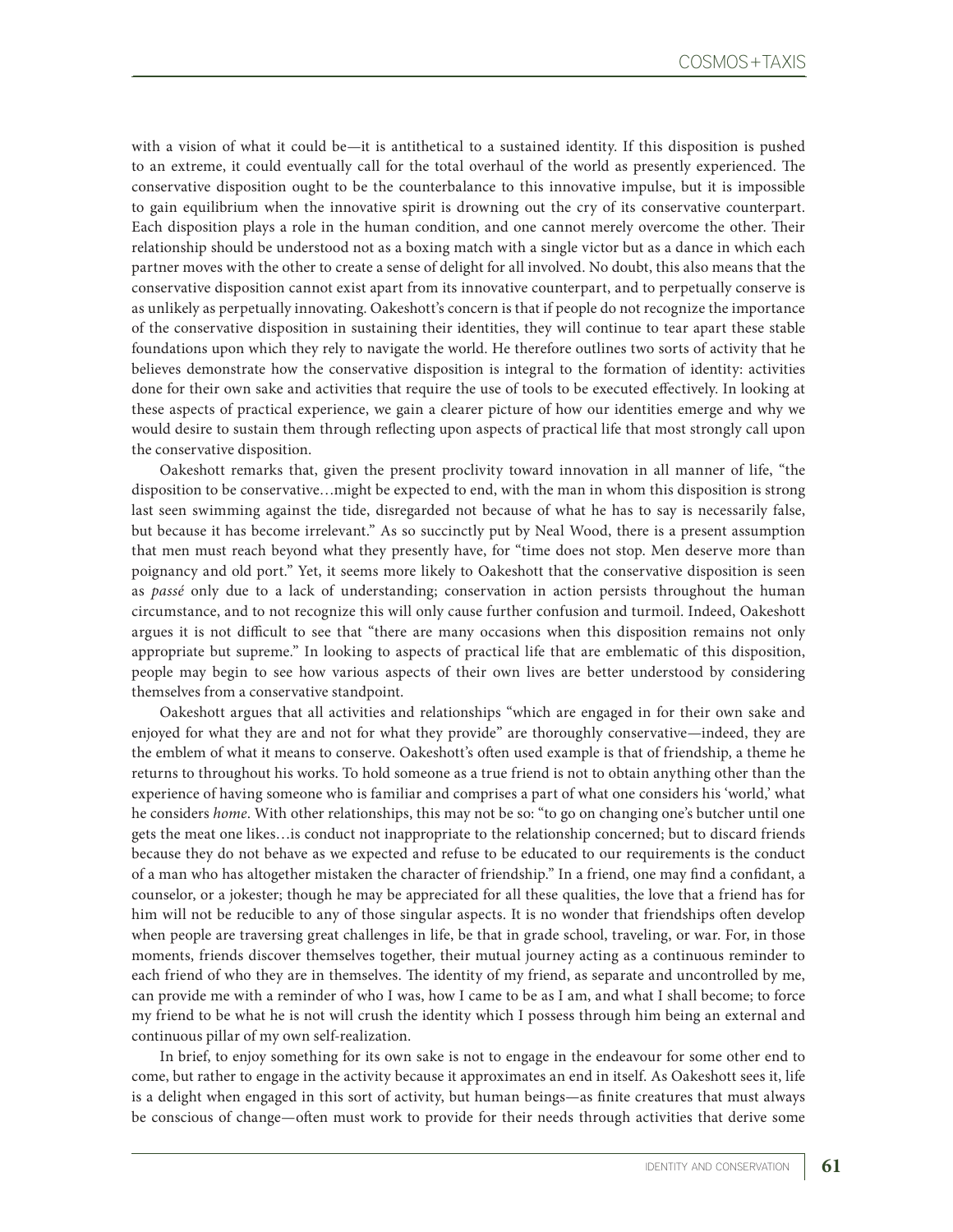with a vision of what it could be—it is antithetical to a sustained identity. If this disposition is pushed to an extreme, it could eventually call for the total overhaul of the world as presently experienced. The conservative disposition ought to be the counterbalance to this innovative impulse, but it is impossible to gain equilibrium when the innovative spirit is drowning out the cry of its conservative counterpart. Each disposition plays a role in the human condition, and one cannot merely overcome the other. Their relationship should be understood not as a boxing match with a single victor but as a dance in which each partner moves with the other to create a sense of delight for all involved. No doubt, this also means that the conservative disposition cannot exist apart from its innovative counterpart, and to perpetually conserve is as unlikely as perpetually innovating. Oakeshott's concern is that if people do not recognize the importance of the conservative disposition in sustaining their identities, they will continue to tear apart these stable foundations upon which they rely to navigate the world. He therefore outlines two sorts of activity that he believes demonstrate how the conservative disposition is integral to the formation of identity: activities done for their own sake and activities that require the use of tools to be executed effectively. In looking at these aspects of practical experience, we gain a clearer picture of how our identities emerge and why we would desire to sustain them through reflecting upon aspects of practical life that most strongly call upon the conservative disposition.

Oakeshott remarks that, given the present proclivity toward innovation in all manner of life, "the disposition to be conservative…might be expected to end, with the man in whom this disposition is strong last seen swimming against the tide, disregarded not because of what he has to say is necessarily false, but because it has become irrelevant." As so succinctly put by Neal Wood, there is a present assumption that men must reach beyond what they presently have, for "time does not stop. Men deserve more than poignancy and old port." Yet, it seems more likely to Oakeshott that the conservative disposition is seen as *passé* only due to a lack of understanding; conservation in action persists throughout the human circumstance, and to not recognize this will only cause further confusion and turmoil. Indeed, Oakeshott argues it is not difficult to see that "there are many occasions when this disposition remains not only appropriate but supreme." In looking to aspects of practical life that are emblematic of this disposition, people may begin to see how various aspects of their own lives are better understood by considering themselves from a conservative standpoint.

Oakeshott argues that all activities and relationships "which are engaged in for their own sake and enjoyed for what they are and not for what they provide" are thoroughly conservative—indeed, they are the emblem of what it means to conserve. Oakeshott's often used example is that of friendship, a theme he returns to throughout his works. To hold someone as a true friend is not to obtain anything other than the experience of having someone who is familiar and comprises a part of what one considers his 'world,' what he considers *home*. With other relationships, this may not be so: "to go on changing one's butcher until one gets the meat one likes…is conduct not inappropriate to the relationship concerned; but to discard friends because they do not behave as we expected and refuse to be educated to our requirements is the conduct of a man who has altogether mistaken the character of friendship." In a friend, one may find a confidant, a counselor, or a jokester; though he may be appreciated for all these qualities, the love that a friend has for him will not be reducible to any of those singular aspects. It is no wonder that friendships often develop when people are traversing great challenges in life, be that in grade school, traveling, or war. For, in those moments, friends discover themselves together, their mutual journey acting as a continuous reminder to each friend of who they are in themselves. The identity of my friend, as separate and uncontrolled by me, can provide me with a reminder of who I was, how I came to be as I am, and what I shall become; to force my friend to be what he is not will crush the identity which I possess through him being an external and continuous pillar of my own self-realization.

In brief, to enjoy something for its own sake is not to engage in the endeavour for some other end to come, but rather to engage in the activity because it approximates an end in itself. As Oakeshott sees it, life is a delight when engaged in this sort of activity, but human beings—as finite creatures that must always be conscious of change—often must work to provide for their needs through activities that derive some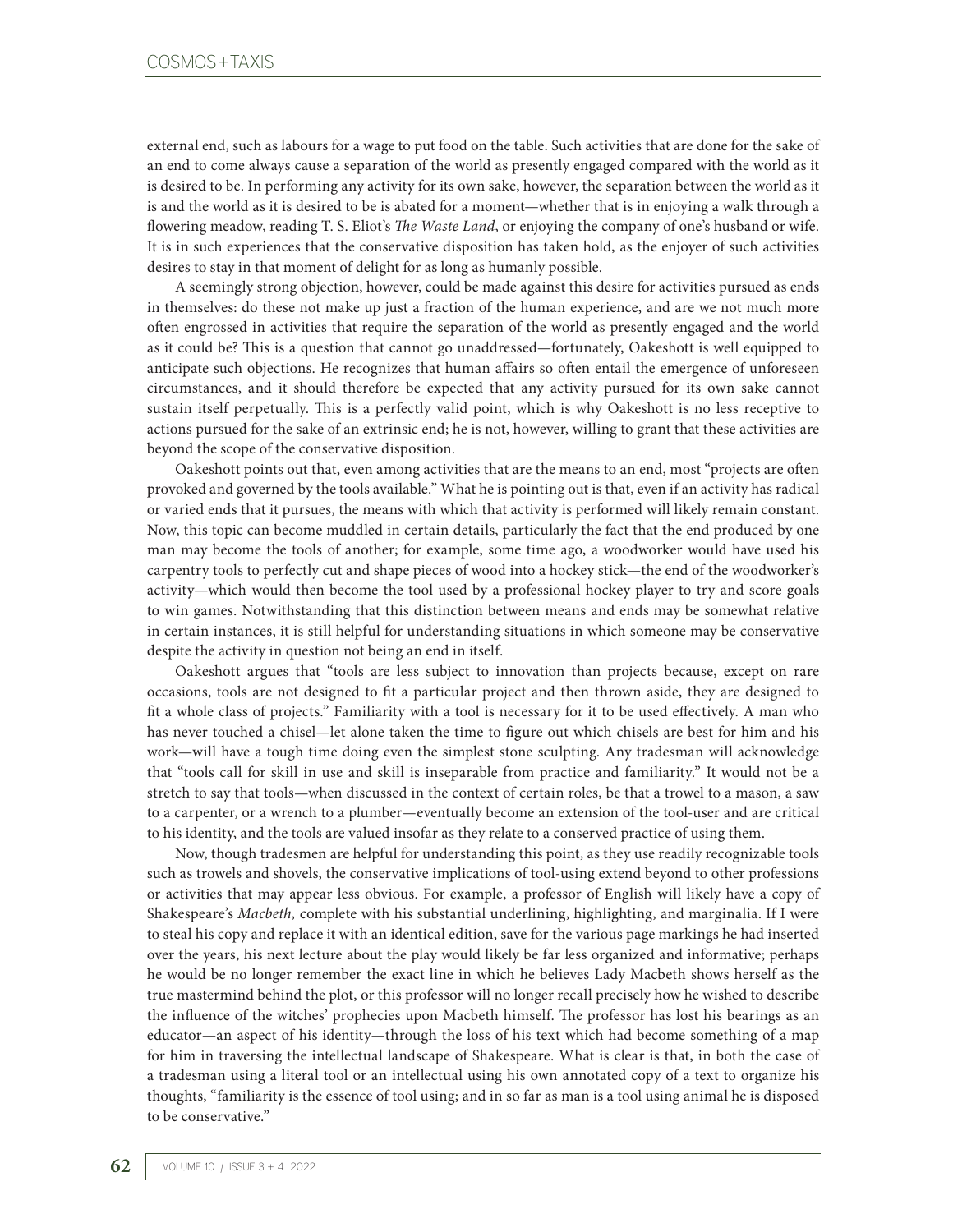external end, such as labours for a wage to put food on the table. Such activities that are done for the sake of an end to come always cause a separation of the world as presently engaged compared with the world as it is desired to be. In performing any activity for its own sake, however, the separation between the world as it is and the world as it is desired to be is abated for a moment—whether that is in enjoying a walk through a flowering meadow, reading T. S. Eliot's *The Waste Land*, or enjoying the company of one's husband or wife. It is in such experiences that the conservative disposition has taken hold, as the enjoyer of such activities desires to stay in that moment of delight for as long as humanly possible.

A seemingly strong objection, however, could be made against this desire for activities pursued as ends in themselves: do these not make up just a fraction of the human experience, and are we not much more often engrossed in activities that require the separation of the world as presently engaged and the world as it could be? This is a question that cannot go unaddressed—fortunately, Oakeshott is well equipped to anticipate such objections. He recognizes that human affairs so often entail the emergence of unforeseen circumstances, and it should therefore be expected that any activity pursued for its own sake cannot sustain itself perpetually. This is a perfectly valid point, which is why Oakeshott is no less receptive to actions pursued for the sake of an extrinsic end; he is not, however, willing to grant that these activities are beyond the scope of the conservative disposition.

Oakeshott points out that, even among activities that are the means to an end, most "projects are often provoked and governed by the tools available." What he is pointing out is that, even if an activity has radical or varied ends that it pursues, the means with which that activity is performed will likely remain constant. Now, this topic can become muddled in certain details, particularly the fact that the end produced by one man may become the tools of another; for example, some time ago, a woodworker would have used his carpentry tools to perfectly cut and shape pieces of wood into a hockey stick—the end of the woodworker's activity—which would then become the tool used by a professional hockey player to try and score goals to win games. Notwithstanding that this distinction between means and ends may be somewhat relative in certain instances, it is still helpful for understanding situations in which someone may be conservative despite the activity in question not being an end in itself.

Oakeshott argues that "tools are less subject to innovation than projects because, except on rare occasions, tools are not designed to fit a particular project and then thrown aside, they are designed to fit a whole class of projects." Familiarity with a tool is necessary for it to be used effectively. A man who has never touched a chisel—let alone taken the time to figure out which chisels are best for him and his work—will have a tough time doing even the simplest stone sculpting. Any tradesman will acknowledge that "tools call for skill in use and skill is inseparable from practice and familiarity." It would not be a stretch to say that tools—when discussed in the context of certain roles, be that a trowel to a mason, a saw to a carpenter, or a wrench to a plumber—eventually become an extension of the tool-user and are critical to his identity, and the tools are valued insofar as they relate to a conserved practice of using them.

Now, though tradesmen are helpful for understanding this point, as they use readily recognizable tools such as trowels and shovels, the conservative implications of tool-using extend beyond to other professions or activities that may appear less obvious. For example, a professor of English will likely have a copy of Shakespeare's *Macbeth,* complete with his substantial underlining, highlighting, and marginalia. If I were to steal his copy and replace it with an identical edition, save for the various page markings he had inserted over the years, his next lecture about the play would likely be far less organized and informative; perhaps he would be no longer remember the exact line in which he believes Lady Macbeth shows herself as the true mastermind behind the plot, or this professor will no longer recall precisely how he wished to describe the influence of the witches' prophecies upon Macbeth himself. The professor has lost his bearings as an educator—an aspect of his identity—through the loss of his text which had become something of a map for him in traversing the intellectual landscape of Shakespeare. What is clear is that, in both the case of a tradesman using a literal tool or an intellectual using his own annotated copy of a text to organize his thoughts, "familiarity is the essence of tool using; and in so far as man is a tool using animal he is disposed to be conservative."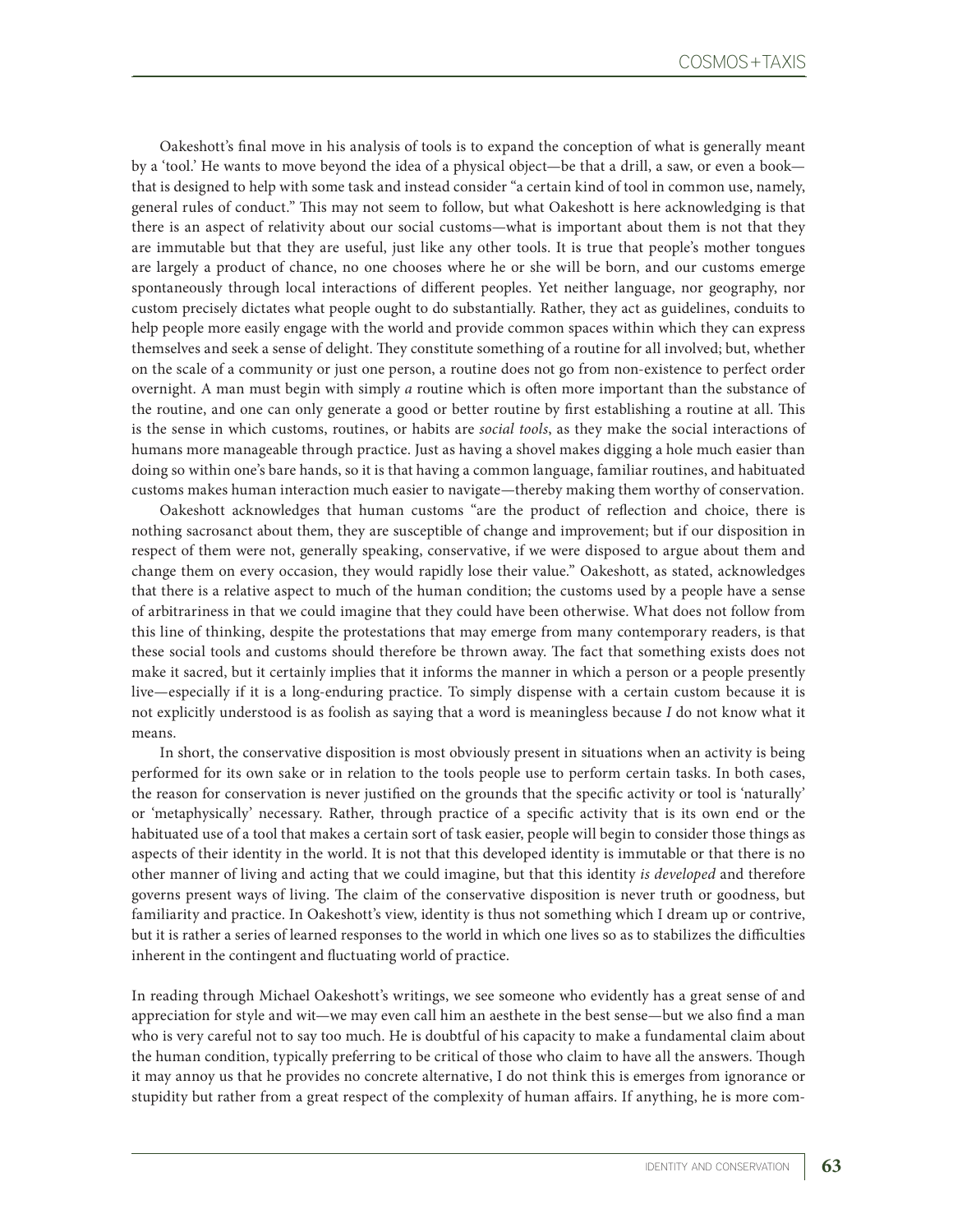Oakeshott's final move in his analysis of tools is to expand the conception of what is generally meant by a 'tool.' He wants to move beyond the idea of a physical object—be that a drill, a saw, or even a book—that is designed to help with some task and instead consider "a certain kind of tool in common use, namely, general rules of conduct." This may not seem to follow, but what Oakeshott is here acknowledging is that there is an aspect of relativity about our social customs—what is important about them is not that they are immutable but that they are useful, just like any other tools. It is true that people's mother tongues are largely a product of chance, no one chooses where he or she will be born, and our customs emerge spontaneously through local interactions of different peoples. Yet neither language, nor geography, nor custom precisely dictates what people ought to do substantially. Rather, they act as guidelines, conduits to help people more easily engage with the world and provide common spaces within which they can express themselves and seek a sense of delight. They constitute something of a routine for all involved; but, whether on the scale of a community or just one person, a routine does not go from non-existence to perfect order overnight. A man must begin with simply *a* routine which is often more important than the substance of the routine, and one can only generate a good or better routine by first establishing a routine at all. This is the sense in which customs, routines, or habits are *social tools*, as they make the social interactions of humans more manageable through practice. Just as having a shovel makes digging a hole much easier than doing so within one's bare hands, so it is that having a common language, familiar routines, and habituated customs makes human interaction much easier to navigate—thereby making them worthy of conservation.

Oakeshott acknowledges that human customs "are the product of reflection and choice, there is nothing sacrosanct about them, they are susceptible of change and improvement; but if our disposition in respect of them were not, generally speaking, conservative, if we were disposed to argue about them and change them on every occasion, they would rapidly lose their value." Oakeshott, as stated, acknowledges that there is a relative aspect to much of the human condition; the customs used by a people have a sense of arbitrariness in that we could imagine that they could have been otherwise. What does not follow from this line of thinking, despite the protestations that may emerge from many contemporary readers, is that these social tools and customs should therefore be thrown away. The fact that something exists does not make it sacred, but it certainly implies that it informs the manner in which a person or a people presently live—especially if it is a long-enduring practice. To simply dispense with a certain custom because it is not explicitly understood is as foolish as saying that a word is meaningless because *I* do not know what it means.

In short, the conservative disposition is most obviously present in situations when an activity is being performed for its own sake or in relation to the tools people use to perform certain tasks. In both cases, the reason for conservation is never justified on the grounds that the specific activity or tool is 'naturally' or 'metaphysically' necessary. Rather, through practice of a specific activity that is its own end or the habituated use of a tool that makes a certain sort of task easier, people will begin to consider those things as aspects of their identity in the world. It is not that this developed identity is immutable or that there is no other manner of living and acting that we could imagine, but that this identity *is developed* and therefore governs present ways of living. The claim of the conservative disposition is never truth or goodness, but familiarity and practice. In Oakeshott's view, identity is thus not something which I dream up or contrive, but it is rather a series of learned responses to the world in which one lives so as to stabilizes the difficulties inherent in the contingent and fluctuating world of practice.

In reading through Michael Oakeshott's writings, we see someone who evidently has a great sense of and appreciation for style and wit—we may even call him an aesthete in the best sense—but we also find a man who is very careful not to say too much. He is doubtful of his capacity to make a fundamental claim about the human condition, typically preferring to be critical of those who claim to have all the answers. Though it may annoy us that he provides no concrete alternative, I do not think this is emerges from ignorance or stupidity but rather from a great respect of the complexity of human affairs. If anything, he is more com-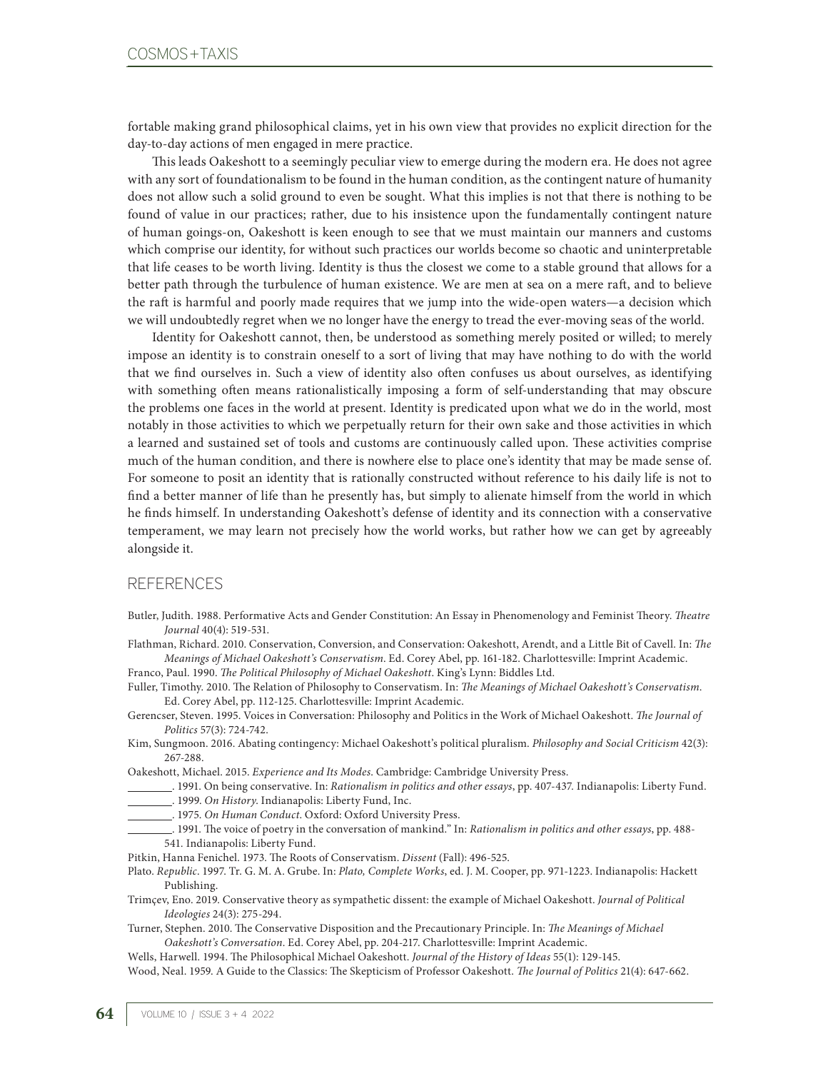fortable making grand philosophical claims, yet in his own view that provides no explicit direction for the day-to-day actions of men engaged in mere practice.

This leads Oakeshott to a seemingly peculiar view to emerge during the modern era. He does not agree with any sort of foundationalism to be found in the human condition, as the contingent nature of humanity does not allow such a solid ground to even be sought. What this implies is not that there is nothing to be found of value in our practices; rather, due to his insistence upon the fundamentally contingent nature of human goings-on, Oakeshott is keen enough to see that we must maintain our manners and customs which comprise our identity, for without such practices our worlds become so chaotic and uninterpretable that life ceases to be worth living. Identity is thus the closest we come to a stable ground that allows for a better path through the turbulence of human existence. We are men at sea on a mere raft, and to believe the raft is harmful and poorly made requires that we jump into the wide-open waters—a decision which we will undoubtedly regret when we no longer have the energy to tread the ever-moving seas of the world.

Identity for Oakeshott cannot, then, be understood as something merely posited or willed; to merely impose an identity is to constrain oneself to a sort of living that may have nothing to do with the world that we find ourselves in. Such a view of identity also often confuses us about ourselves, as identifying with something often means rationalistically imposing a form of self-understanding that may obscure the problems one faces in the world at present. Identity is predicated upon what we do in the world, most notably in those activities to which we perpetually return for their own sake and those activities in which a learned and sustained set of tools and customs are continuously called upon. These activities comprise much of the human condition, and there is nowhere else to place one's identity that may be made sense of. For someone to posit an identity that is rationally constructed without reference to his daily life is not to find a better manner of life than he presently has, but simply to alienate himself from the world in which he finds himself. In understanding Oakeshott's defense of identity and its connection with a conservative temperament, we may learn not precisely how the world works, but rather how we can get by agreeably alongside it.

## REFERENCES

Butler, Judith. 1988. Performative Acts and Gender Constitution: An Essay in Phenomenology and Feminist Theory. *Theatre Journal* 40(4): 519-531.

Flathman, Richard. 2010. Conservation, Conversion, and Conservation: Oakeshott, Arendt, and a Little Bit of Cavell. In: *The Meanings of Michael Oakeshott's Conservatism*. Ed. Corey Abel, pp. 161-182. Charlottesville: Imprint Academic.

Franco, Paul. 1990. *The Political Philosophy of Michael Oakeshott*. King's Lynn: Biddles Ltd.

Fuller, Timothy. 2010. The Relation of Philosophy to Conservatism. In: *The Meanings of Michael Oakeshott's Conservatism*. Ed. Corey Abel, pp. 112-125. Charlottesville: Imprint Academic.

Gerencser, Steven. 1995. Voices in Conversation: Philosophy and Politics in the Work of Michael Oakeshott. *The Journal of Politics* 57(3): 724-742.

Kim, Sungmoon. 2016. Abating contingency: Michael Oakeshott's political pluralism. *Philosophy and Social Criticism* 42(3): 267-288.

Oakeshott, Michael. 2015. *Experience and Its Modes*. Cambridge: Cambridge University Press.

________. 1991. On being conservative. In: *Rationalism in politics and other essays*, pp. 407-437. Indianapolis: Liberty Fund.

________. 1999. *On History*. Indianapolis: Liberty Fund, Inc.

________. 1975. *On Human Conduct*. Oxford: Oxford University Press.

________. 1991. The voice of poetry in the conversation of mankind." In: *Rationalism in politics and other essays*, pp. 488-541. Indianapolis: Liberty Fund.

Pitkin, Hanna Fenichel. 1973. The Roots of Conservatism. *Dissent* (Fall): 496-525.

Plato. *Republic*. 1997. Tr. G. M. A. Grube. In: *Plato, Complete Works*, ed. J. M. Cooper, pp. 971-1223. Indianapolis: Hackett Publishing.

Trimçev, Eno. 2019. Conservative theory as sympathetic dissent: the example of Michael Oakeshott. *Journal of Political Ideologies* 24(3): 275-294.

Turner, Stephen. 2010. The Conservative Disposition and the Precautionary Principle. In: *The Meanings of Michael Oakeshott's Conversation*. Ed. Corey Abel, pp. 204-217. Charlottesville: Imprint Academic.

Wells, Harwell. 1994. The Philosophical Michael Oakeshott. *Journal of the History of Ideas* 55(1): 129-145.

Wood, Neal. 1959. A Guide to the Classics: The Skepticism of Professor Oakeshott. *The Journal of Politics* 21(4): 647-662.